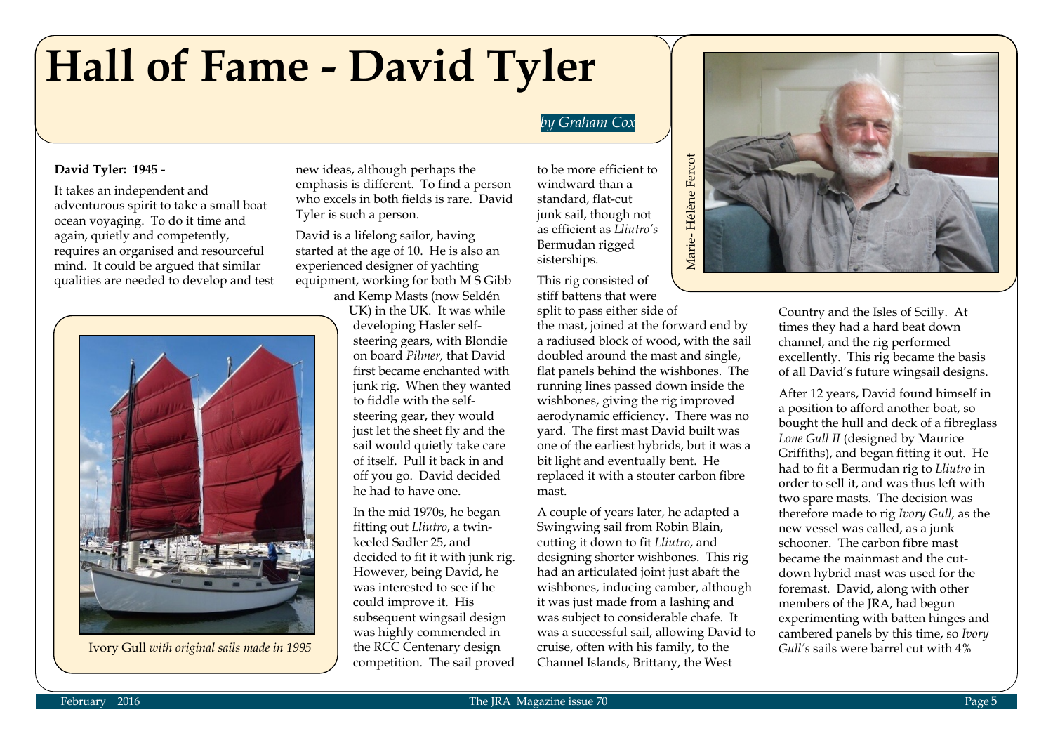# Hall of Fame - David Tyler

*by Graham Cox*

**David Tyler: 1945 -**

It takes an independent and adventurous spirit to take a small boat ocean voyaging. To do it time and again, quietly and competently, requires an organised and resourceful mind. It could be argued that similar qualities are needed to develop and test new ideas, although perhaps the emphasis is different. To find a person who excels in both fields is rare. David Tyler is such a person.

David is a lifelong sailor, having started at the age of 10. He is also an experienced designer of yachting equipment, working for both M S Gibb and Kemp Masts (now Seldén UK) in the UK. It was while developing Hasler self-steering gears, with Blondie on board *Pilmer,* that David first became enchanted with junk rig. When they wanted to fiddle with the self-steering gear, they would just let the sheet fly and the sail would quietly take care of itself. Pull it back in and off you go. David decided he had to have one.

In the mid 1970s, he began fitting out *Lliutro*, a twin-keeled Sadler 25, and decided to fit it with junk rig. However, being David, he was interested to see if he could improve it. His subsequent wingsail design was highly commended in the RCC Centenary design competition. The sail proved to be more efficient to windward than a standard, flat-cut junk sail, though not as efficient as *Lliutro's* Bermudan rigged sisterships.

This rig consisted of stiff battens that were split to pass either side of the mast, joined at the forward end by a radiused block of wood, with the sail doubled around the mast and single, flat panels behind the wishbones. The running lines passed down inside the wishbones, giving the rig improved aerodynamic efficiency. There was no yard. The first mast David built was one of the earliest hybrids, but it was a bit light and eventually bent. He replaced it with a stouter carbon fibre mast.

A couple of years later, he adapted a Swingwing sail from Robin Blain, cutting it down to fit *Lliutro*, and designing shorter wishbones. This rig had an articulated joint just abaft the wishbones, inducing camber, although it was just made from a lashing and was subject to considerable chafe. It was a successful sail, allowing David to cruise, often with his family, to the Channel Islands, Brittany, the West Country and the Isles of Scilly. At times they had a hard beat down channel, and the rig performed excellently. This rig became the basis of all David's future wingsail designs.

After 12 years, David found himself in a position to afford another boat, so bought the hull and deck of a fibreglass *Lone Gull II* (designed by Maurice Griffiths), and began fitting it out. He had to fit a Bermudan rig to *Lliutro* in order to sell it, and was thus left with two spare masts. The decision was therefore made to rig *Ivory Gull,* as the new vessel was called, as a junk schooner. The carbon fibre mast became the mainmast and the cut-down hybrid mast was used for the foremast. David, along with other members of the JRA, had begun experimenting with batten hinges and cambered panels by this time, so *Ivory Gull's* sails were barrel cut with 4%

Marie- Hélène Fercot

Ivory Gull *with original sails made in 1995*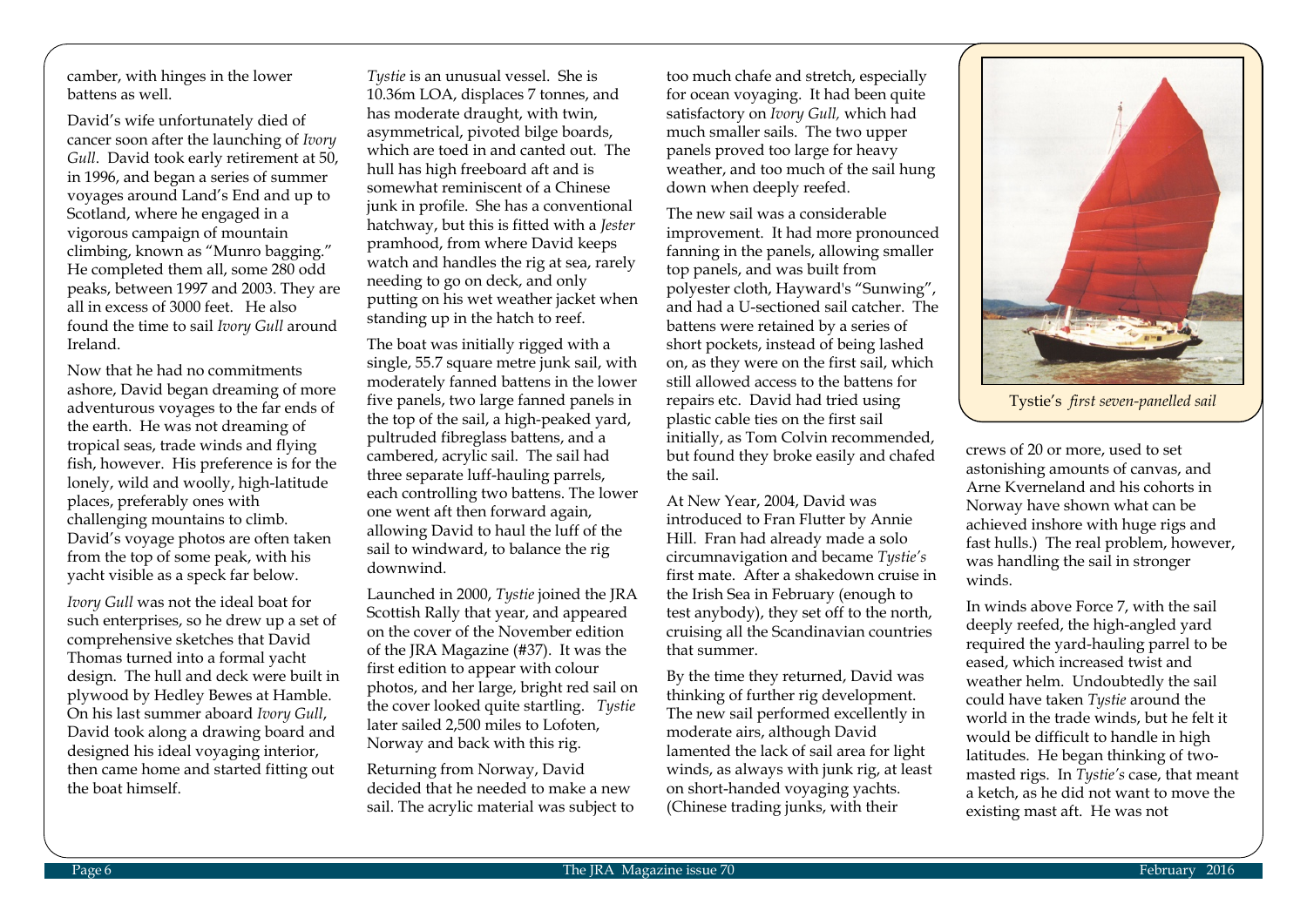camber, with hinges in the lower battens as well.

David's wife unfortunately died of cancer soon after the launching of *Ivory Gull*. David took early retirement at 50, in 1996, and began a series of summer voyages around Land's End and up to Scotland, where he engaged in a vigorous campaign of mountain climbing, known as "Munro bagging." He completed them all, some 280 odd peaks, between 1997 and 2003. They are all in excess of 3000 feet. He also found the time to sail *Ivory Gull* around Ireland.

Now that he had no commitments ashore, David began dreaming of more adventurous voyages to the far ends of the earth. He was not dreaming of tropical seas, trade winds and flying fish, however. His preference is for the lonely, wild and woolly, high-latitude places, preferably ones with challenging mountains to climb. David's voyage photos are often taken from the top of some peak, with his yacht visible as a speck far below.

*Ivory Gull* was not the ideal boat for such enterprises, so he drew up a set of comprehensive sketches that David Thomas turned into a formal yacht design. The hull and deck were built in plywood by Hedley Bewes at Hamble. On his last summer aboard *Ivory Gull*, David took along a drawing board and designed his ideal voyaging interior, then came home and started fitting out the boat himself.

*Tystie* is an unusual vessel. She is 10.36m LOA, displaces 7 tonnes, and has moderate draught, with twin, asymmetrical, pivoted bilge boards, which are toed in and canted out. The hull has high freeboard aft and is somewhat reminiscent of a Chinese junk in profile. She has a conventional hatchway, but this is fitted with a *Jester* pramhood, from where David keeps watch and handles the rig at sea, rarely needing to go on deck, and only putting on his wet weather jacket when standing up in the hatch to reef.

The boat was initially rigged with a single, 55.7 square metre junk sail, with moderately fanned battens in the lower five panels, two large fanned panels in the top of the sail, a high-peaked yard, pultruded fibreglass battens, and a cambered, acrylic sail. The sail had three separate luff-hauling parrels, each controlling two battens. The lower one went aft then forward again, allowing David to haul the luff of the sail to windward, to balance the rig downwind.

Launched in 2000, *Tystie* joined the JRA Scottish Rally that year, and appeared on the cover of the November edition of the JRA Magazine (#37). It was the first edition to appear with colour photos, and her large, bright red sail on the cover looked quite startling. *Tystie* later sailed 2,500 miles to Lofoten, Norway and back with this rig.

Returning from Norway, David decided that he needed to make a new sail. The acrylic material was subject to too much chafe and stretch, especially for ocean voyaging. It had been quite satisfactory on *Ivory Gull,* which had much smaller sails. The two upper panels proved too large for heavy weather, and too much of the sail hung down when deeply reefed.

The new sail was a considerable improvement. It had more pronounced fanning in the panels, allowing smaller top panels, and was built from polyester cloth, Hayward's "Sunwing", and had a U-sectioned sail catcher. The battens were retained by a series of short pockets, instead of being lashed on, as they were on the first sail, which still allowed access to the battens for repairs etc. David had tried using plastic cable ties on the first sail initially, as Tom Colvin recommended, but found they broke easily and chafed the sail.

At New Year, 2004, David was introduced to Fran Flutter by Annie Hill. Fran had already made a solo circumnavigation and became *Tystie's* first mate. After a shakedown cruise in the Irish Sea in February (enough to test anybody), they set off to the north, cruising all the Scandinavian countries that summer.

By the time they returned, David was thinking of further rig development. The new sail performed excellently in moderate airs, although David lamented the lack of sail area for light winds, as always with junk rig, at least on short-handed voyaging yachts. (Chinese trading junks, with their crews of 20 or more, used to set astonishing amounts of canvas, and Arne Kverneland and his cohorts in Norway have shown what can be achieved inshore with huge rigs and fast hulls.) The real problem, however, was handling the sail in stronger winds.

Tystie's *first seven-panelled sail*

In winds above Force 7, with the sail deeply reefed, the high-angled yard required the yard-hauling parrel to be eased, which increased twist and weather helm. Undoubtedly the sail could have taken *Tystie* around the world in the trade winds, but he felt it would be difficult to handle in high latitudes. He began thinking of two-masted rigs. In *Tystie's* case, that meant a ketch, as he did not want to move the existing mast aft. He was not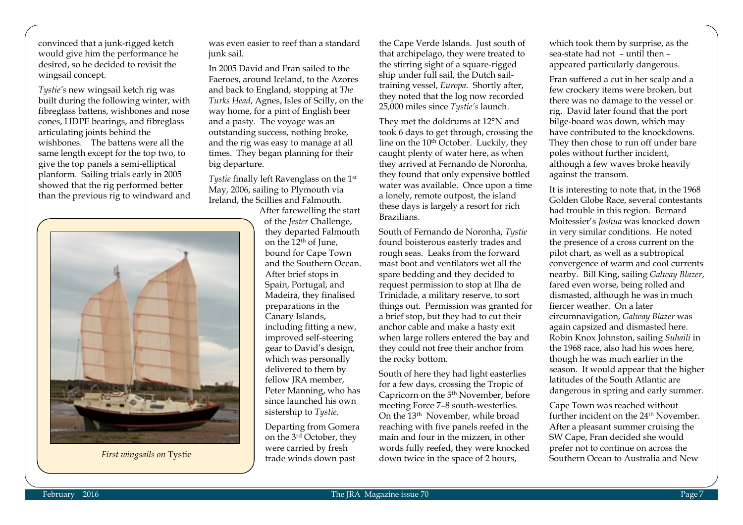convinced that a junk-rigged ketch would give him the performance he desired, so he decided to revisit the wingsail concept.

*Tystie's* new wingsail ketch rig was built during the following winter, with fibreglass battens, wishbones and nose cones, HDPE bearings, and fibreglass articulating joints behind the wishbones. The battens were all the same length except for the top two, to give the top panels a semi-elliptical planform. Sailing trials early in 2005 showed that the rig performed better than the previous rig to windward and was even easier to reef than a standard junk sail.

In 2005 David and Fran sailed to the Faeroes, around Iceland, to the Azores and back to England, stopping at *The Turks Head*, Agnes, Isles of Scilly, on the way home, for a pint of English beer and a pasty. The voyage was an outstanding success, nothing broke, and the rig was easy to manage at all times. They began planning for their big departure.

*Tystie* finally left Ravenglass on the 1st May, 2006, sailing to Plymouth via Ireland, the Scillies and Falmouth. After farewelling the start of the *Jester* Challenge, they departed Falmouth on the 12th of June, bound for Cape Town and the Southern Ocean. After brief stops in Spain, Portugal, and Madeira, they finalised preparations in the Canary Islands, including fitting a new, improved self-steering gear to David's design, which was personally delivered to them by fellow JRA member, Peter Manning, who has since launched his own sistership to *Tystie*.

*First wingsails on* Tystie

Departing from Gomera on the 3rd October, they were carried by fresh trade winds down past the Cape Verde Islands. Just south of that archipelago, they were treated to the stirring sight of a square-rigged ship under full sail, the Dutch sail-training vessel, *Europa*. Shortly after, they noted that the log now recorded 25,000 miles since *Tystie's* launch.

They met the doldrums at 12°N and took 6 days to get through, crossing the line on the 10th October. Luckily, they caught plenty of water here, as when they arrived at Fernando de Noronha, they found that only expensive bottled water was available. Once upon a time a lonely, remote outpost, the island these days is largely a resort for rich Brazilians.

South of Fernando de Noronha, *Tystie* found boisterous easterly trades and rough seas. Leaks from the forward mast boot and ventilators wet all the spare bedding and they decided to request permission to stop at Ilha de Trinidade, a military reserve, to sort things out. Permission was granted for a brief stop, but they had to cut their anchor cable and make a hasty exit when large rollers entered the bay and they could not free their anchor from the rocky bottom.

South of here they had light easterlies for a few days, crossing the Tropic of Capricorn on the 5th November, before meeting Force 7–8 south-westerlies. On the 13th November, while broad reaching with five panels reefed in the main and four in the mizzen, in other words fully reefed, they were knocked down twice in the space of 2 hours, which took them by surprise, as the sea-state had not – until then – appeared particularly dangerous.

Fran suffered a cut in her scalp and a few crockery items were broken, but there was no damage to the vessel or rig. David later found that the port bilge-board was down, which may have contributed to the knockdowns. They then chose to run off under bare poles without further incident, although a few waves broke heavily against the transom.

It is interesting to note that, in the 1968 Golden Globe Race, several contestants had trouble in this region. Bernard Moitessier's *Joshua* was knocked down in very similar conditions. He noted the presence of a cross current on the pilot chart, as well as a subtropical convergence of warm and cool currents nearby. Bill King, sailing *Galway Blazer*, fared even worse, being rolled and dismasted, although he was in much fiercer weather. On a later circumnavigation, *Galway Blazer* was again capsized and dismasted here. Robin Knox Johnston, sailing *Suhaili* in the 1968 race, also had his woes here, though he was much earlier in the season. It would appear that the higher latitudes of the South Atlantic are dangerous in spring and early summer.

Cape Town was reached without further incident on the 24th November. After a pleasant summer cruising the SW Cape, Fran decided she would prefer not to continue on across the Southern Ocean to Australia and New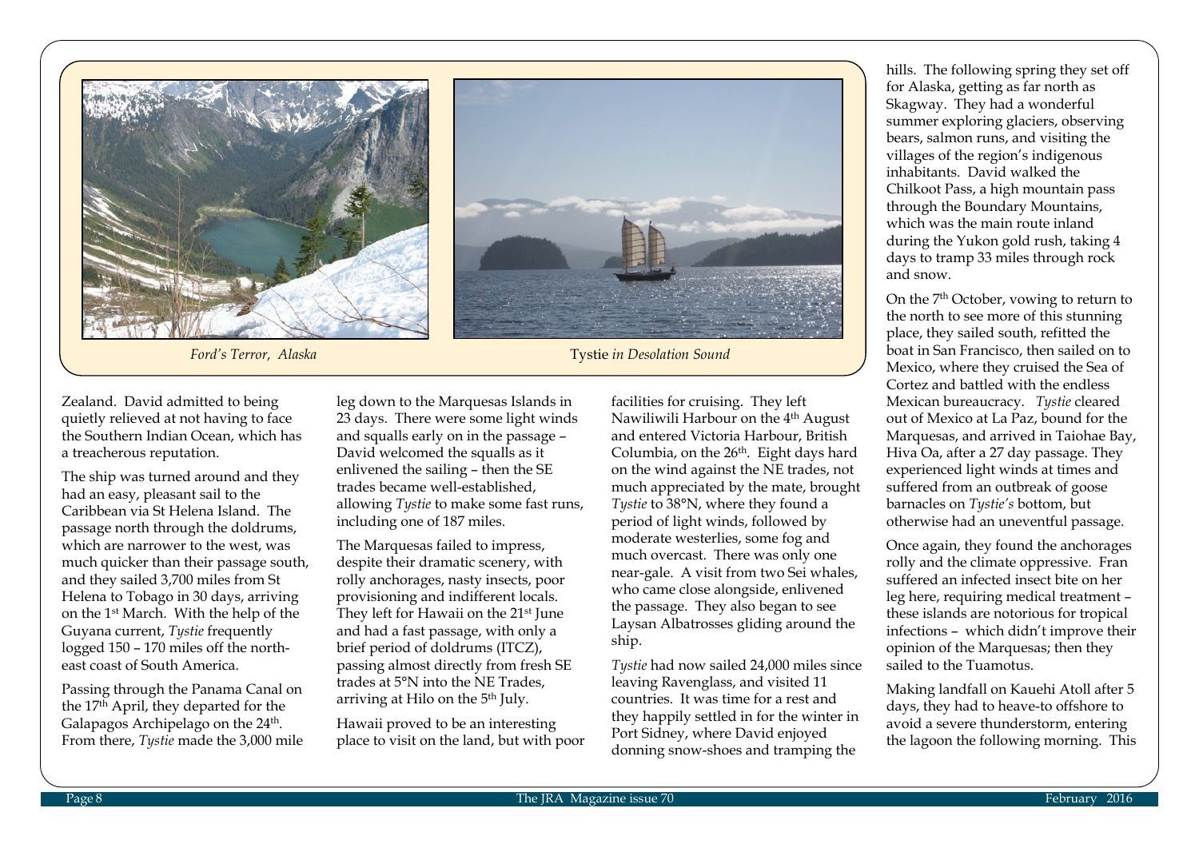*Ford's Terror, Alaska*

Tystie *in Desolation Sound*

Zealand. David admitted to being quietly relieved at not having to face the Southern Indian Ocean, which has a treacherous reputation.

The ship was turned around and they had an easy, pleasant sail to the Caribbean via St Helena Island. The passage north through the doldrums, which are narrower to the west, was much quicker than their passage south, and they sailed 3,700 miles from St Helena to Tobago in 30 days, arriving on the 1st March. With the help of the Guyana current, *Tystie* frequently logged 150 – 170 miles off the north-east coast of South America.

Passing through the Panama Canal on the 17th April, they departed for the Galapagos Archipelago on the 24th. From there, *Tystie* made the 3,000 mile leg down to the Marquesas Islands in 23 days. There were some light winds and squalls early on in the passage – David welcomed the squalls as it enlivened the sailing – then the SE trades became well-established, allowing *Tystie* to make some fast runs, including one of 187 miles.

The Marquesas failed to impress, despite their dramatic scenery, with rolly anchorages, nasty insects, poor provisioning and indifferent locals. They left for Hawaii on the 21st June and had a fast passage, with only a brief period of doldrums (ITCZ), passing almost directly from fresh SE trades at 5°N into the NE Trades, arriving at Hilo on the 5th July.

Hawaii proved to be an interesting place to visit on the land, but with poor facilities for cruising. They left Nawiliwili Harbour on the 4th August and entered Victoria Harbour, British Columbia, on the 26th. Eight days hard on the wind against the NE trades, not much appreciated by the mate, brought *Tystie* to 38°N, where they found a period of light winds, followed by moderate westerlies, some fog and much overcast. There was only one near-gale. A visit from two Sei whales, who came close alongside, enlivened the passage. They also began to see Laysan Albatrosses gliding around the ship.

*Tystie* had now sailed 24,000 miles since leaving Ravenglass, and visited 11 countries. It was time for a rest and they happily settled in for the winter in Port Sidney, where David enjoyed donning snow-shoes and tramping the hills. The following spring they set off for Alaska, getting as far north as Skagway. They had a wonderful summer exploring glaciers, observing bears, salmon runs, and visiting the villages of the region's indigenous inhabitants. David walked the Chilkoot Pass, a high mountain pass through the Boundary Mountains, which was the main route inland during the Yukon gold rush, taking 4 days to tramp 33 miles through rock and snow.

On the 7th October, vowing to return to the north to see more of this stunning place, they sailed south, refitted the boat in San Francisco, then sailed on to Mexico, where they cruised the Sea of Cortez and battled with the endless Mexican bureaucracy. *Tystie* cleared out of Mexico at La Paz, bound for the Marquesas, and arrived in Taiohae Bay, Hiva Oa, after a 27 day passage. They experienced light winds at times and suffered from an outbreak of goose barnacles on *Tystie's* bottom, but otherwise had an uneventful passage.

Once again, they found the anchorages rolly and the climate oppressive. Fran suffered an infected insect bite on her leg here, requiring medical treatment – these islands are notorious for tropical infections – which didn't improve their opinion of the Marquesas; then they sailed to the Tuamotus.

Making landfall on Kauehi Atoll after 5 days, they had to heave-to offshore to avoid a severe thunderstorm, entering the lagoon the following morning. This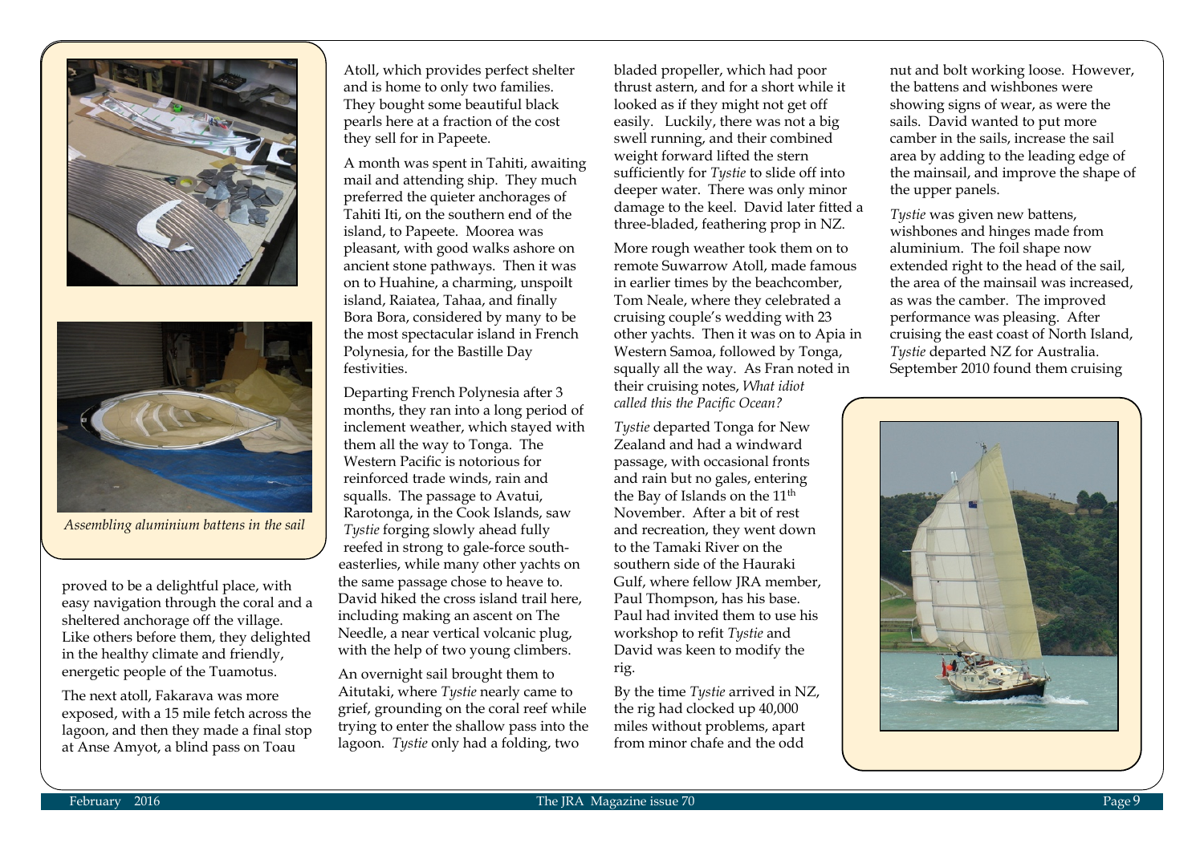*Assembling aluminium battens in the sail*

proved to be a delightful place, with easy navigation through the coral and a sheltered anchorage off the village. Like others before them, they delighted in the healthy climate and friendly, energetic people of the Tuamotus.

The next atoll, Fakarava was more exposed, with a 15 mile fetch across the lagoon, and then they made a final stop at Anse Amyot, a blind pass on Toau Atoll, which provides perfect shelter and is home to only two families. They bought some beautiful black pearls here at a fraction of the cost they sell for in Papeete.

A month was spent in Tahiti, awaiting mail and attending ship. They much preferred the quieter anchorages of Tahiti Iti, on the southern end of the island, to Papeete. Moorea was pleasant, with good walks ashore on ancient stone pathways. Then it was on to Huahine, a charming, unspoilt island, Raiatea, Tahaa, and finally Bora Bora, considered by many to be the most spectacular island in French Polynesia, for the Bastille Day festivities.

Departing French Polynesia after 3 months, they ran into a long period of inclement weather, which stayed with them all the way to Tonga. The Western Pacific is notorious for reinforced trade winds, rain and squalls. The passage to Avatui, Rarotonga, in the Cook Islands, saw *Tystie* forging slowly ahead fully reefed in strong to gale-force south-easterlies, while many other yachts on the same passage chose to heave to. David hiked the cross island trail here, including making an ascent on The Needle, a near vertical volcanic plug, with the help of two young climbers.

An overnight sail brought them to Aitutaki, where *Tystie* nearly came to grief, grounding on the coral reef while trying to enter the shallow pass into the lagoon. *Tystie* only had a folding, two bladed propeller, which had poor thrust astern, and for a short while it looked as if they might not get off easily. Luckily, there was not a big swell running, and their combined weight forward lifted the stern sufficiently for *Tystie* to slide off into deeper water. There was only minor damage to the keel. David later fitted a three-bladed, feathering prop in NZ.

More rough weather took them on to remote Suwarrow Atoll, made famous in earlier times by the beachcomber, Tom Neale, where they celebrated a cruising couple's wedding with 23 other yachts. Then it was on to Apia in Western Samoa, followed by Tonga, squally all the way. As Fran noted in their cruising notes, *What idiot called this the Pacific Ocean?*

*Tystie* departed Tonga for New Zealand and had a windward passage, with occasional fronts and rain but no gales, entering the Bay of Islands on the 11th November. After a bit of rest and recreation, they went down to the Tamaki River on the southern side of the Hauraki Gulf, where fellow JRA member, Paul Thompson, has his base. Paul had invited them to use his workshop to refit *Tystie* and David was keen to modify the rig.

By the time *Tystie* arrived in NZ, the rig had clocked up 40,000 miles without problems, apart from minor chafe and the odd nut and bolt working loose. However, the battens and wishbones were showing signs of wear, as were the sails. David wanted to put more camber in the sails, increase the sail area by adding to the leading edge of the mainsail, and improve the shape of the upper panels.

*Tystie* was given new battens, wishbones and hinges made from aluminium. The foil shape now extended right to the head of the sail, the area of the mainsail was increased, as was the camber. The improved performance was pleasing. After cruising the east coast of North Island, *Tystie* departed NZ for Australia. September 2010 found them cruising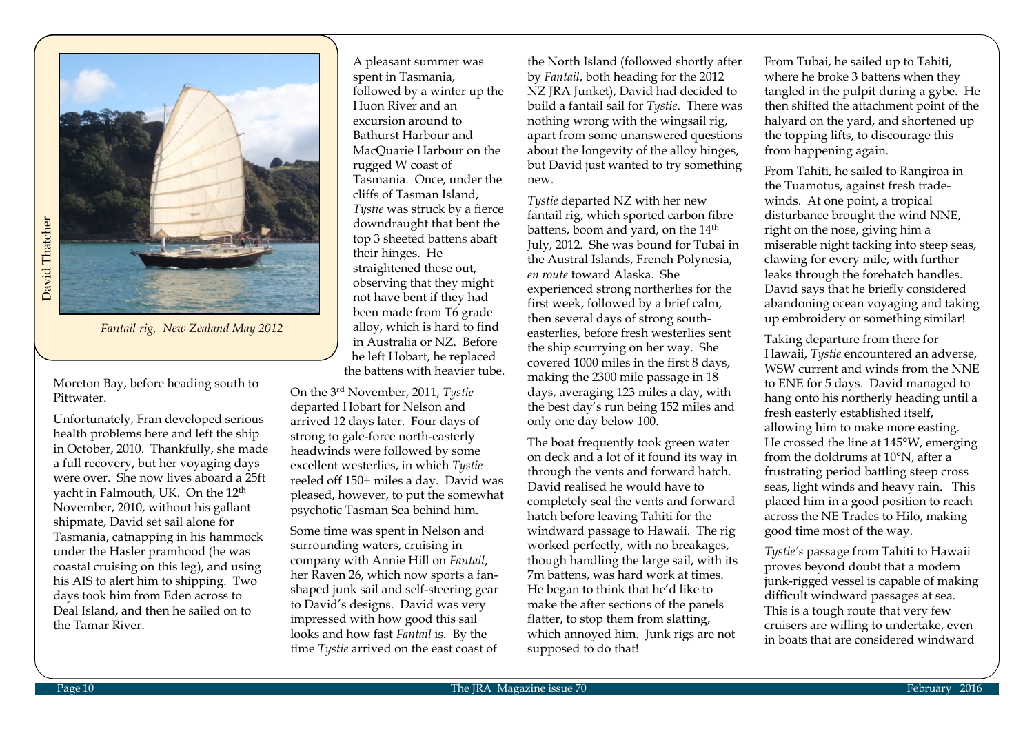*Fantail rig, New Zealand May 2012*

David Thatcher

Moreton Bay, before heading south to Pittwater.

Unfortunately, Fran developed serious health problems here and left the ship in October, 2010. Thankfully, she made a full recovery, but her voyaging days were over. She now lives aboard a 25ft yacht in Falmouth, UK. On the 12th November, 2010, without his gallant shipmate, David set sail alone for Tasmania, catnapping in his hammock under the Hasler pramhood (he was coastal cruising on this leg), and using his AIS to alert him to shipping. Two days took him from Eden across to Deal Island, and then he sailed on to the Tamar River.

A pleasant summer was spent in Tasmania, followed by a winter up the Huon River and an excursion around to Bathurst Harbour and MacQuarie Harbour on the rugged W coast of Tasmania. Once, under the cliffs of Tasman Island, *Tystie* was struck by a fierce downdraught that bent the top 3 sheeted battens abaft their hinges. He straightened these out, observing that they might not have bent if they had been made from T6 grade alloy, which is hard to find in Australia or NZ. Before he left Hobart, he replaced the battens with heavier tube.

On the 3rd November, 2011, *Tystie* departed Hobart for Nelson and arrived 12 days later. Four days of strong to gale-force north-easterly headwinds were followed by some excellent westerlies, in which *Tystie* reeled off 150+ miles a day. David was pleased, however, to put the somewhat psychotic Tasman Sea behind him.

Some time was spent in Nelson and surrounding waters, cruising in company with Annie Hill on *Fantail*, her Raven 26, which now sports a fan-shaped junk sail and self-steering gear to David's designs. David was very impressed with how good this sail looks and how fast *Fantail* is. By the time *Tystie* arrived on the east coast of the North Island (followed shortly after by *Fantail*, both heading for the 2012 NZ JRA Junket), David had decided to build a fantail sail for *Tystie*. There was nothing wrong with the wingsail rig, apart from some unanswered questions about the longevity of the alloy hinges, but David just wanted to try something new.

*Tystie* departed NZ with her new fantail rig, which sported carbon fibre battens, boom and yard, on the 14th July, 2012. She was bound for Tubai in the Austral Islands, French Polynesia, *en route* toward Alaska. She experienced strong northerlies for the first week, followed by a brief calm, then several days of strong south-easterlies, before fresh westerlies sent the ship scurrying on her way. She covered 1000 miles in the first 8 days, making the 2300 mile passage in 18 days, averaging 123 miles a day, with the best day's run being 152 miles and only one day below 100.

The boat frequently took green water on deck and a lot of it found its way in through the vents and forward hatch. David realised he would have to completely seal the vents and forward hatch before leaving Tahiti for the windward passage to Hawaii. The rig worked perfectly, with no breakages, though handling the large sail, with its 7m battens, was hard work at times. He began to think that he'd like to make the after sections of the panels flatter, to stop them from slatting, which annoyed him. Junk rigs are not supposed to do that!

From Tubai, he sailed up to Tahiti, where he broke 3 battens when they tangled in the pulpit during a gybe. He then shifted the attachment point of the halyard on the yard, and shortened up the topping lifts, to discourage this from happening again.

From Tahiti, he sailed to Rangiroa in the Tuamotus, against fresh trade-winds. At one point, a tropical disturbance brought the wind NNE, right on the nose, giving him a miserable night tacking into steep seas, clawing for every mile, with further leaks through the forehatch handles. David says that he briefly considered abandoning ocean voyaging and taking up embroidery or something similar!

Taking departure from there for Hawaii, *Tystie* encountered an adverse, WSW current and winds from the NNE to ENE for 5 days. David managed to hang onto his northerly heading until a fresh easterly established itself, allowing him to make more easting. He crossed the line at 145°W, emerging from the doldrums at 10°N, after a frustrating period battling steep cross seas, light winds and heavy rain. This placed him in a good position to reach across the NE Trades to Hilo, making good time most of the way.

*Tystie's* passage from Tahiti to Hawaii proves beyond doubt that a modern junk-rigged vessel is capable of making difficult windward passages at sea. This is a tough route that very few cruisers are willing to undertake, even in boats that are considered windward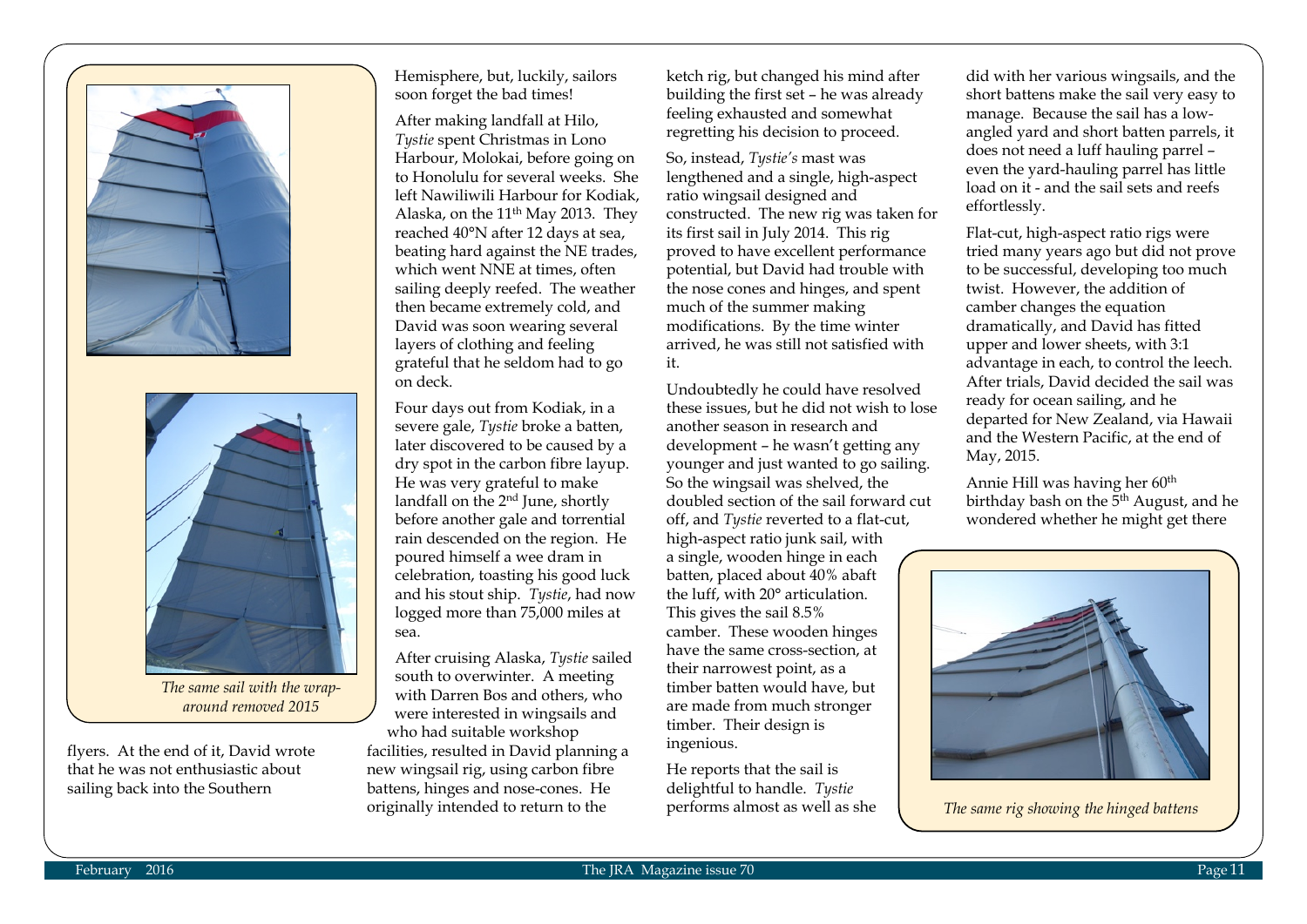*The same sail with the wrap-around removed 2015*

flyers. At the end of it, David wrote that he was not enthusiastic about sailing back into the Southern Hemisphere, but, luckily, sailors soon forget the bad times!

After making landfall at Hilo, *Tystie* spent Christmas in Lono Harbour, Molokai, before going on to Honolulu for several weeks. She left Nawiliwili Harbour for Kodiak, Alaska, on the 11th May 2013. They reached 40°N after 12 days at sea, beating hard against the NE trades, which went NNE at times, often sailing deeply reefed. The weather then became extremely cold, and David was soon wearing several layers of clothing and feeling grateful that he seldom had to go on deck.

Four days out from Kodiak, in a severe gale, *Tystie* broke a batten, later discovered to be caused by a dry spot in the carbon fibre layup. He was very grateful to make landfall on the 2nd June, shortly before another gale and torrential rain descended on the region. He poured himself a wee dram in celebration, toasting his good luck and his stout ship. *Tystie*, had now logged more than 75,000 miles at sea.

After cruising Alaska, *Tystie* sailed south to overwinter. A meeting with Darren Bos and others, who were interested in wingsails and who had suitable workshop facilities, resulted in David planning a new wingsail rig, using carbon fibre battens, hinges and nose-cones. He originally intended to return to the ketch rig, but changed his mind after building the first set – he was already feeling exhausted and somewhat regretting his decision to proceed.

So, instead, *Tystie's* mast was lengthened and a single, high-aspect ratio wingsail designed and constructed. The new rig was taken for its first sail in July 2014. This rig proved to have excellent performance potential, but David had trouble with the nose cones and hinges, and spent much of the summer making modifications. By the time winter arrived, he was still not satisfied with it.

Undoubtedly he could have resolved these issues, but he did not wish to lose another season in research and development – he wasn't getting any younger and just wanted to go sailing. So the wingsail was shelved, the doubled section of the sail forward cut off, and *Tystie* reverted to a flat-cut, high-aspect ratio junk sail, with a single, wooden hinge in each batten, placed about 40% abaft the luff, with 20° articulation. This gives the sail 8.5% camber. These wooden hinges have the same cross-section, at their narrowest point, as a timber batten would have, but are made from much stronger timber. Their design is ingenious.

He reports that the sail is delightful to handle. *Tystie* performs almost as well as she did with her various wingsails, and the short battens make the sail very easy to manage. Because the sail has a low-angled yard and short batten parrels, it does not need a luff hauling parrel – even the yard-hauling parrel has little load on it - and the sail sets and reefs effortlessly.

Flat-cut, high-aspect ratio rigs were tried many years ago but did not prove to be successful, developing too much twist. However, the addition of camber changes the equation dramatically, and David has fitted upper and lower sheets, with 3:1 advantage in each, to control the leech. After trials, David decided the sail was ready for ocean sailing, and he departed for New Zealand, via Hawaii and the Western Pacific, at the end of May, 2015.

Annie Hill was having her 60th birthday bash on the 5th August, and he wondered whether he might get there

*The same rig showing the hinged battens*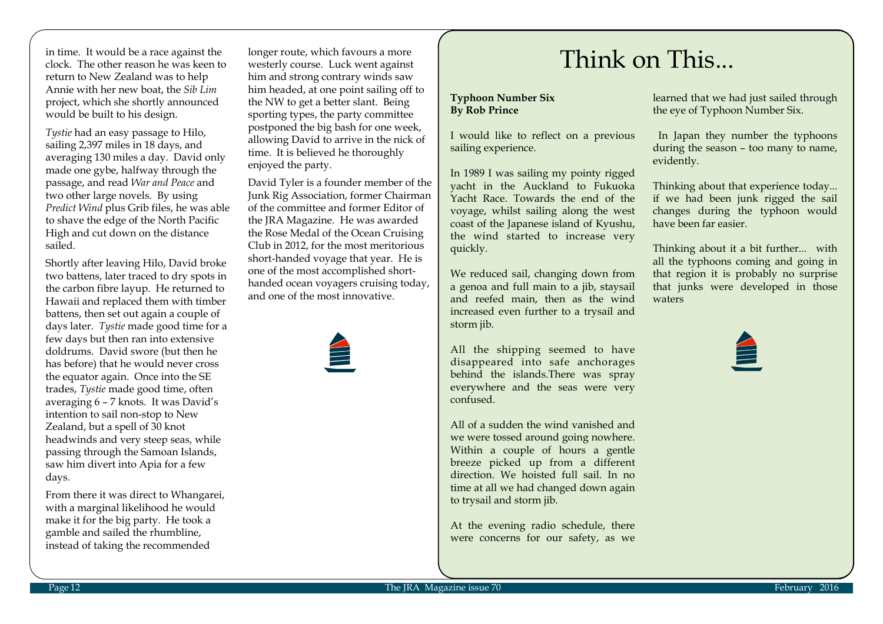in time. It would be a race against the clock. The other reason he was keen to return to New Zealand was to help Annie with her new boat, the *Sib Lim* project, which she shortly announced would be built to his design.

*Tystie* had an easy passage to Hilo, sailing 2,397 miles in 18 days, and averaging 130 miles a day. David only made one gybe, halfway through the passage, and read *War and Peace* and two other large novels. By using *Predict Wind* plus Grib files, he was able to shave the edge of the North Pacific High and cut down on the distance sailed.

Shortly after leaving Hilo, David broke two battens, later traced to dry spots in the carbon fibre layup. He returned to Hawaii and replaced them with timber battens, then set out again a couple of days later. *Tystie* made good time for a few days but then ran into extensive doldrums. David swore (but then he has before) that he would never cross the equator again. Once into the SE trades, *Tystie* made good time, often averaging 6 – 7 knots. It was David's intention to sail non-stop to New Zealand, but a spell of 30 knot headwinds and very steep seas, while passing through the Samoan Islands, saw him divert into Apia for a few days.

From there it was direct to Whangarei, with a marginal likelihood he would make it for the big party. He took a gamble and sailed the rhumbline, instead of taking the recommended longer route, which favours a more westerly course. Luck went against him and strong contrary winds saw him headed, at one point sailing off to the NW to get a better slant. Being sporting types, the party committee postponed the big bash for one week, allowing David to arrive in the nick of time. It is believed he thoroughly enjoyed the party.

David Tyler is a founder member of the Junk Rig Association, former Chairman of the committee and former Editor of the JRA Magazine. He was awarded the Rose Medal of the Ocean Cruising Club in 2012, for the most meritorious short-handed voyage that year. He is one of the most accomplished short-handed ocean voyagers cruising today, and one of the most innovative.

# Think on This...

**Typhoon Number Six**
**By Rob Prince**

I would like to reflect on a previous sailing experience.

In 1989 I was sailing my pointy rigged yacht in the Auckland to Fukuoka Yacht Race. Towards the end of the voyage, whilst sailing along the west coast of the Japanese island of Kyushu, the wind started to increase very quickly.

We reduced sail, changing down from a genoa and full main to a jib, staysail and reefed main, then as the wind increased even further to a trysail and storm jib.

All the shipping seemed to have disappeared into safe anchorages behind the islands.There was spray everywhere and the seas were very confused.

All of a sudden the wind vanished and we were tossed around going nowhere. Within a couple of hours a gentle breeze picked up from a different direction. We hoisted full sail. In no time at all we had changed down again to trysail and storm jib.

At the evening radio schedule, there were concerns for our safety, as we learned that we had just sailed through the eye of Typhoon Number Six.

In Japan they number the typhoons during the season – too many to name, evidently.

Thinking about that experience today... if we had been junk rigged the sail changes during the typhoon would have been far easier.

Thinking about it a bit further... with all the typhoons coming and going in that region it is probably no surprise that junks were developed in those waters